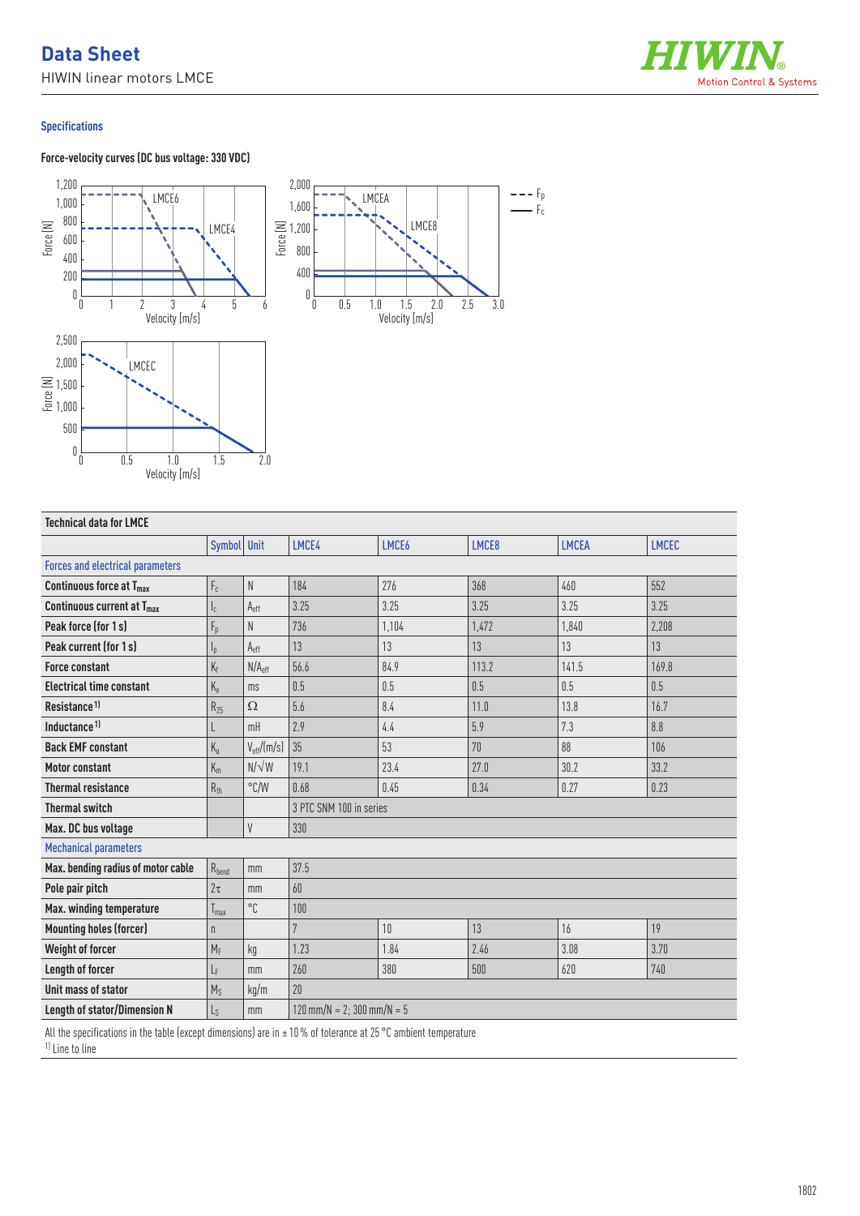## Data Sheet

HIWIN linear motors LMCE

### Specifications

**Force-velocity curves (DC bus voltage: 330 VDC)**

### Technical data for LMCE

| | Symbol | Unit | LMCE4 | LMCE6 | LMCE8 | LMCEA | LMCEC |
|---|---|---|---|---|---|---|---|
| **Forces and electrical parameters** | | | | | | | |
| **Continuous force at $T_{max}$** | $F_c$ | N | 184 | 276 | 368 | 460 | 552 |
| **Continuous current at $T_{max}$** | $I_c$ | $A_{eff}$ | 3.25 | 3.25 | 3.25 | 3.25 | 3.25 |
| **Peak force (for 1 s)** | $F_p$ | N | 736 | 1,104 | 1,472 | 1,840 | 2,208 |
| **Peak current (for 1 s)** | $I_p$ | $A_{eff}$ | 13 | 13 | 13 | 13 | 13 |
| **Force constant** | $K_f$ | $N/A_{eff}$ | 56.6 | 84.9 | 113.2 | 141.5 | 169.8 |
| **Electrical time constant** | $K_e$ | ms | 0.5 | 0.5 | 0.5 | 0.5 | 0.5 |
| **Resistance**[1] | $R_{25}$ | Ω | 5.6 | 8.4 | 11.0 | 13.8 | 16.7 |
| **Inductance**[1] | L | mH | 2.9 | 4.4 | 5.9 | 7.3 | 8.8 |
| **Back EMF constant** | $K_u$ | $V_{eff}/(m/s)$ | 35 | 53 | 70 | 88 | 106 |
| **Motor constant** | $K_m$ | $N/\sqrt{W}$ | 19.1 | 23.4 | 27.0 | 30.2 | 33.2 |
| **Thermal resistance** | $R_{th}$ | °C/W | 0.68 | 0.45 | 0.34 | 0.27 | 0.23 |
| **Thermal switch** | | | 3 PTC SNM 100 in series | | | | |
| **Max. DC bus voltage** | | V | 330 | | | | |
| **Mechanical parameters** | | | | | | | |
| **Max. bending radius of motor cable** | $R_{bend}$ | mm | 37.5 | | | | |
| **Pole pair pitch** | $2\tau$ | mm | 60 | | | | |
| **Max. winding temperature** | $T_{max}$ | °C | 100 | | | | |
| **Mounting holes (forcer)** | n | | 7 | 10 | 13 | 16 | 19 |
| **Weight of forcer** | $M_F$ | kg | 1.23 | 1.84 | 2.46 | 3.08 | 3.70 |
| **Length of forcer** | $L_F$ | mm | 260 | 380 | 500 | 620 | 740 |
| **Unit mass of stator** | $M_S$ | kg/m | 20 | | | | |
| **Length of stator/Dimension N** | $L_S$ | mm | 120 mm/N = 2; 300 mm/N = 5 | | | | |

All the specifications in the table (except dimensions) are in ± 10 % of tolerance at 25 °C ambient temperature

[1] Line to line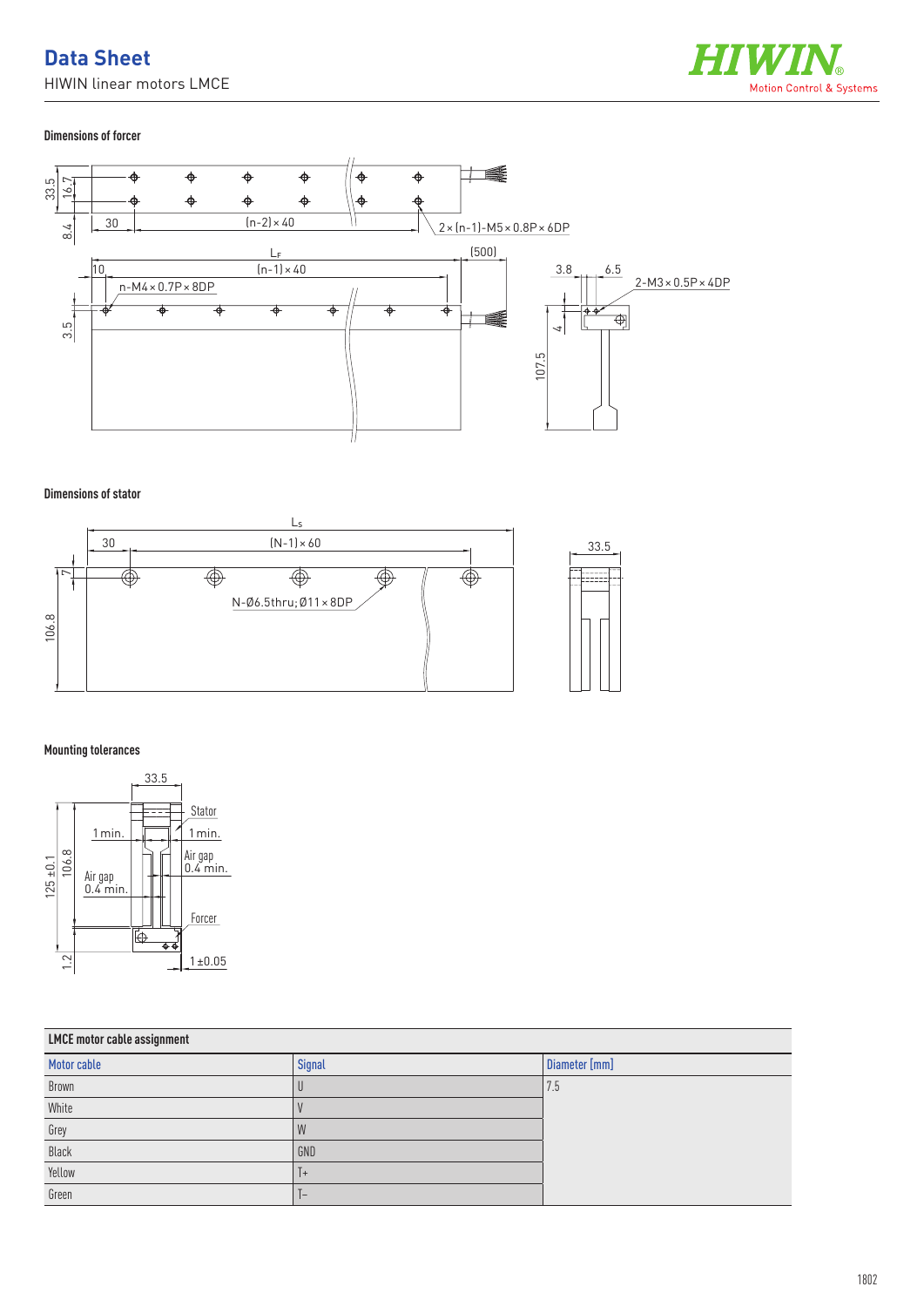# Data Sheet

HIWIN linear motors LMCE

### Dimensions of forcer

33.5
16.7
8.4
30
(n-2) × 40
2 × (n-1)-M5 × 0.8P × 6DP
L_F
(500)
10
(n-1) × 40
n-M4 × 0.7P × 8DP
3.5
3.8
6.5
2-M3 × 0.5P × 4DP
4
107.5

### Dimensions of stator

L_S
30
(N-1) × 60
7
106.8
N-Ø6.5thru; Ø11 × 8DP
33.5

### Mounting tolerances

33.5
Stator
1 min.
1 min.
Air gap 0.4 min.
Air gap 0.4 min.
125 ±0.1
106.8
Forcer
1.2
1 ±0.05

| LMCE motor cable assignment | | |
|---|---|---|
| Motor cable | Signal | Diameter [mm] |
| Brown | U | 7.5 |
| White | V | |
| Grey | W | |
| Black | GND | |
| Yellow | T+ | |
| Green | T– | |